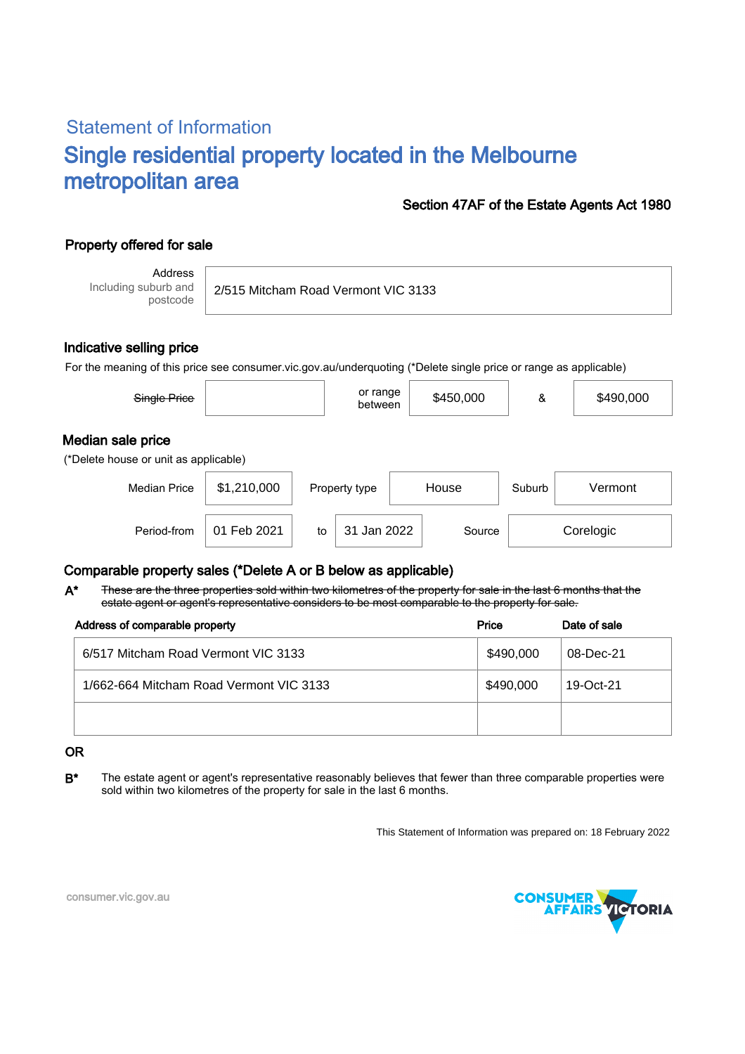## Statement of Information

# Single residential property located in the Melbourne metropolitan area

**Section 47AF of the Estate Agents Act 1980**

### Property offered for sale

| Address Including suburb and postcode | 2/515 Mitcham Road Vermont VIC 3133 |
|---|---|

### Indicative selling price

For the meaning of this price see consumer.vic.gov.au/underquoting (*Delete single price or range as applicable)

| ~~Single Price~~ | | or range between | $450,000 | & | $490,000 |
|---|---|---|---|---|---|

### Median sale price

(*Delete house or unit as applicable)

| Median Price | $1,210,000 | Property type | House | Suburb | Vermont |
|---|---|---|---|---|---|
| Period-from | 01 Feb 2021 | to | 31 Jan 2022 | Source | Corelogic |

### Comparable property sales (*Delete A or B below as applicable)

**A*** ~~These are the three properties sold within two kilometres of the property for sale in the last 6 months that the estate agent or agent's representative considers to be most comparable to the property for sale.~~

| Address of comparable property | Price | Date of sale |
|---|---|---|
| 6/517 Mitcham Road Vermont VIC 3133 | $490,000 | 08-Dec-21 |
| 1/662-664 Mitcham Road Vermont VIC 3133 | $490,000 | 19-Oct-21 |
| | | |

**OR**

**B*** The estate agent or agent's representative reasonably believes that fewer than three comparable properties were sold within two kilometres of the property for sale in the last 6 months.

This Statement of Information was prepared on: 18 February 2022

consumer.vic.gov.au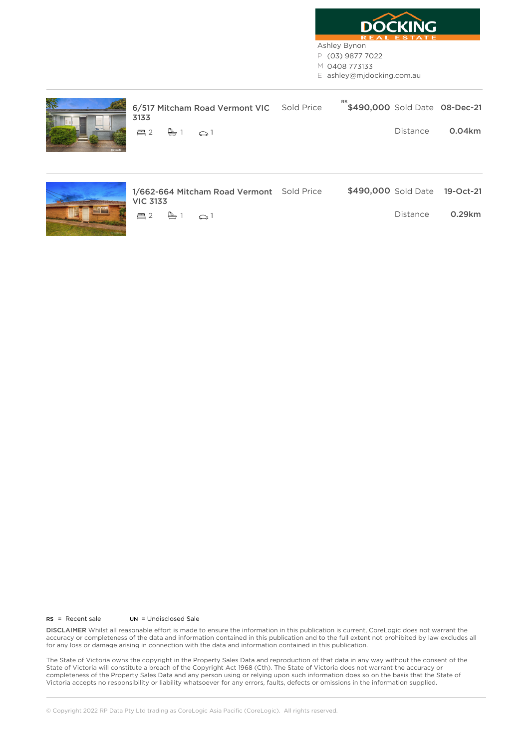Ashley Bynon
P (03) 9877 7022
M 0408 773133
E ashley@mjdocking.com.au

| | | | | |
|---|---|---|---|---|
| 6/517 Mitcham Road Vermont VIC 3133 | Sold Price | RS $490,000 | Sold Date | 08-Dec-21 |
| 2 bed, 1 bath, 1 car | | | Distance | 0.04km |
| 1/662-664 Mitcham Road Vermont VIC 3133 | Sold Price | $490,000 | Sold Date | 19-Oct-21 |
| 2 bed, 1 bath, 1 car | | | Distance | 0.29km |

**RS** = Recent sale **UN** = Undisclosed Sale

**DISCLAIMER** Whilst all reasonable effort is made to ensure the information in this publication is current, CoreLogic does not warrant the accuracy or completeness of the data and information contained in this publication and to the full extent not prohibited by law excludes all for any loss or damage arising in connection with the data and information contained in this publication.

The State of Victoria owns the copyright in the Property Sales Data and reproduction of that data in any way without the consent of the State of Victoria will constitute a breach of the Copyright Act 1968 (Cth). The State of Victoria does not warrant the accuracy or completeness of the Property Sales Data and any person using or relying upon such information does so on the basis that the State of Victoria accepts no responsibility or liability whatsoever for any errors, faults, defects or omissions in the information supplied.

© Copyright 2022 RP Data Pty Ltd trading as CoreLogic Asia Pacific (CoreLogic). All rights reserved.